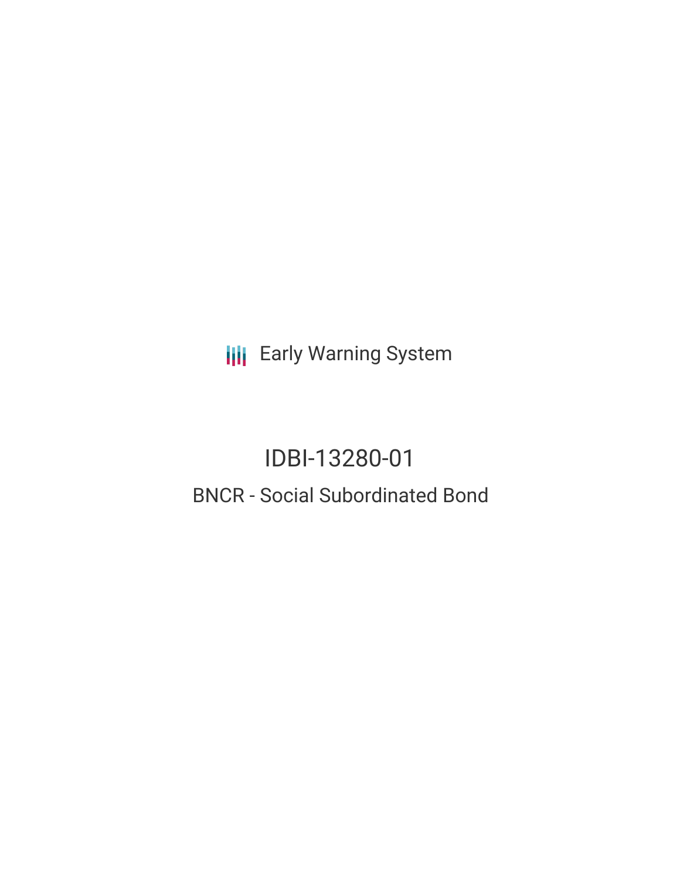Early Warning System

# IDBI-13280-01

## BNCR - Social Subordinated Bond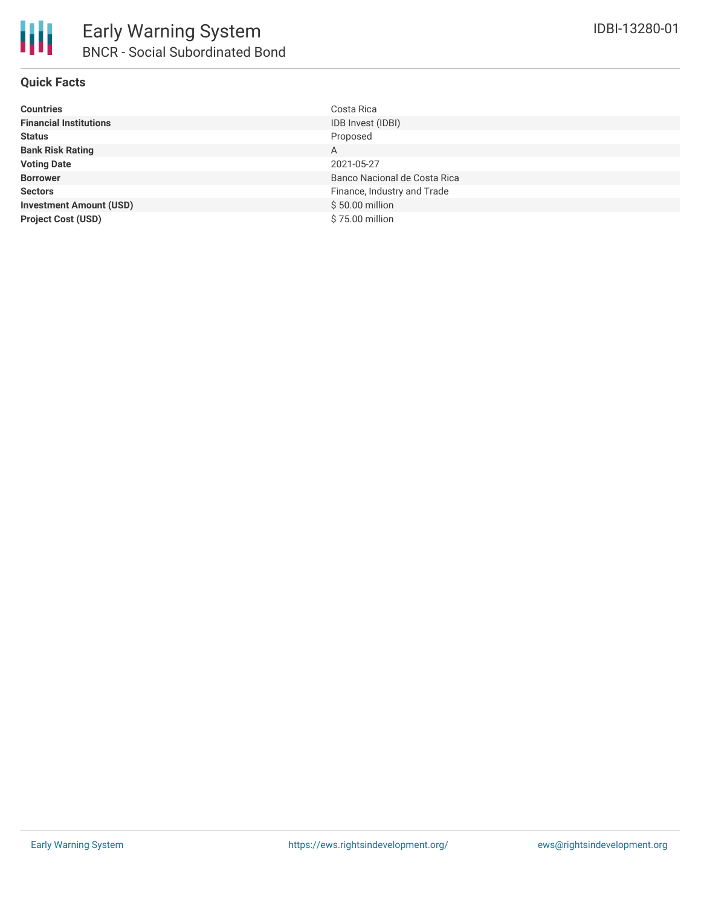# Early Warning System

## BNCR - Social Subordinated Bond

IDBI-13280-01

### Quick Facts

| | |
|---|---|
| **Countries** | Costa Rica |
| **Financial Institutions** | IDB Invest (IDBI) |
| **Status** | Proposed |
| **Bank Risk Rating** | A |
| **Voting Date** | 2021-05-27 |
| **Borrower** | Banco Nacional de Costa Rica |
| **Sectors** | Finance, Industry and Trade |
| **Investment Amount (USD)** | $ 50.00 million |
| **Project Cost (USD)** | $ 75.00 million |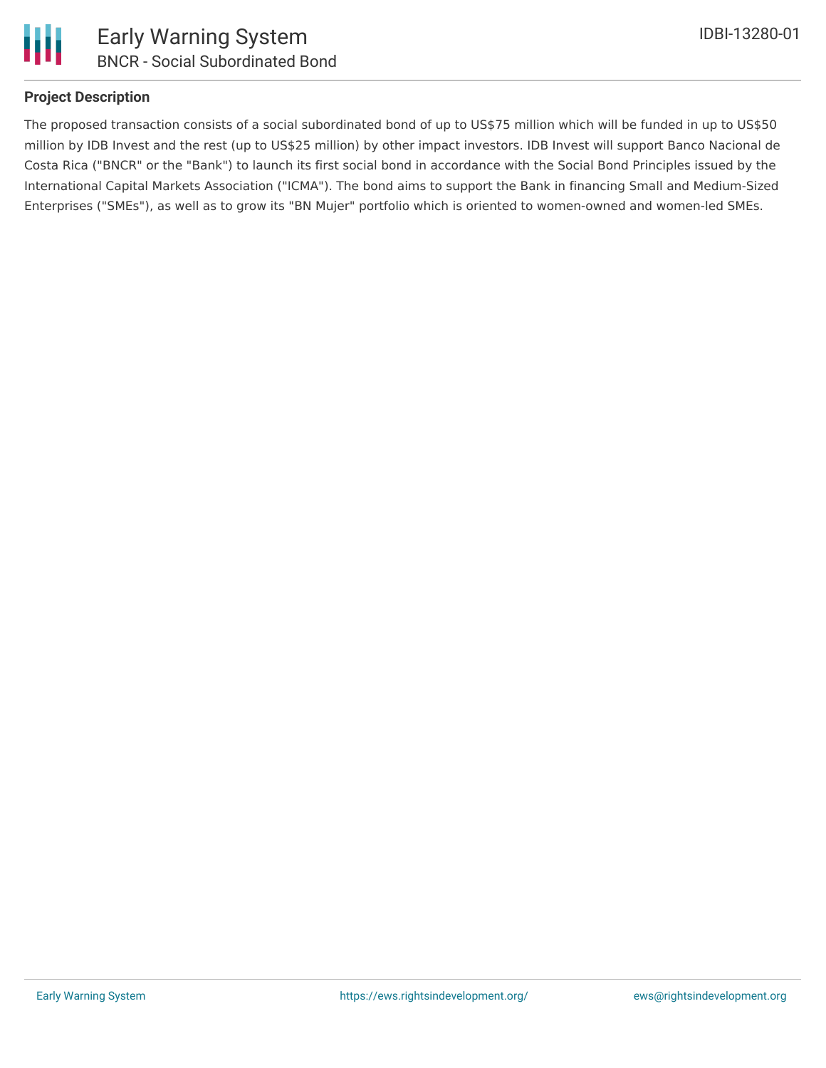## Project Description

The proposed transaction consists of a social subordinated bond of up to US$75 million which will be funded in up to US$50 million by IDB Invest and the rest (up to US$25 million) by other impact investors. IDB Invest will support Banco Nacional de Costa Rica ("BNCR" or the "Bank") to launch its first social bond in accordance with the Social Bond Principles issued by the International Capital Markets Association ("ICMA"). The bond aims to support the Bank in financing Small and Medium-Sized Enterprises ("SMEs"), as well as to grow its "BN Mujer" portfolio which is oriented to women-owned and women-led SMEs.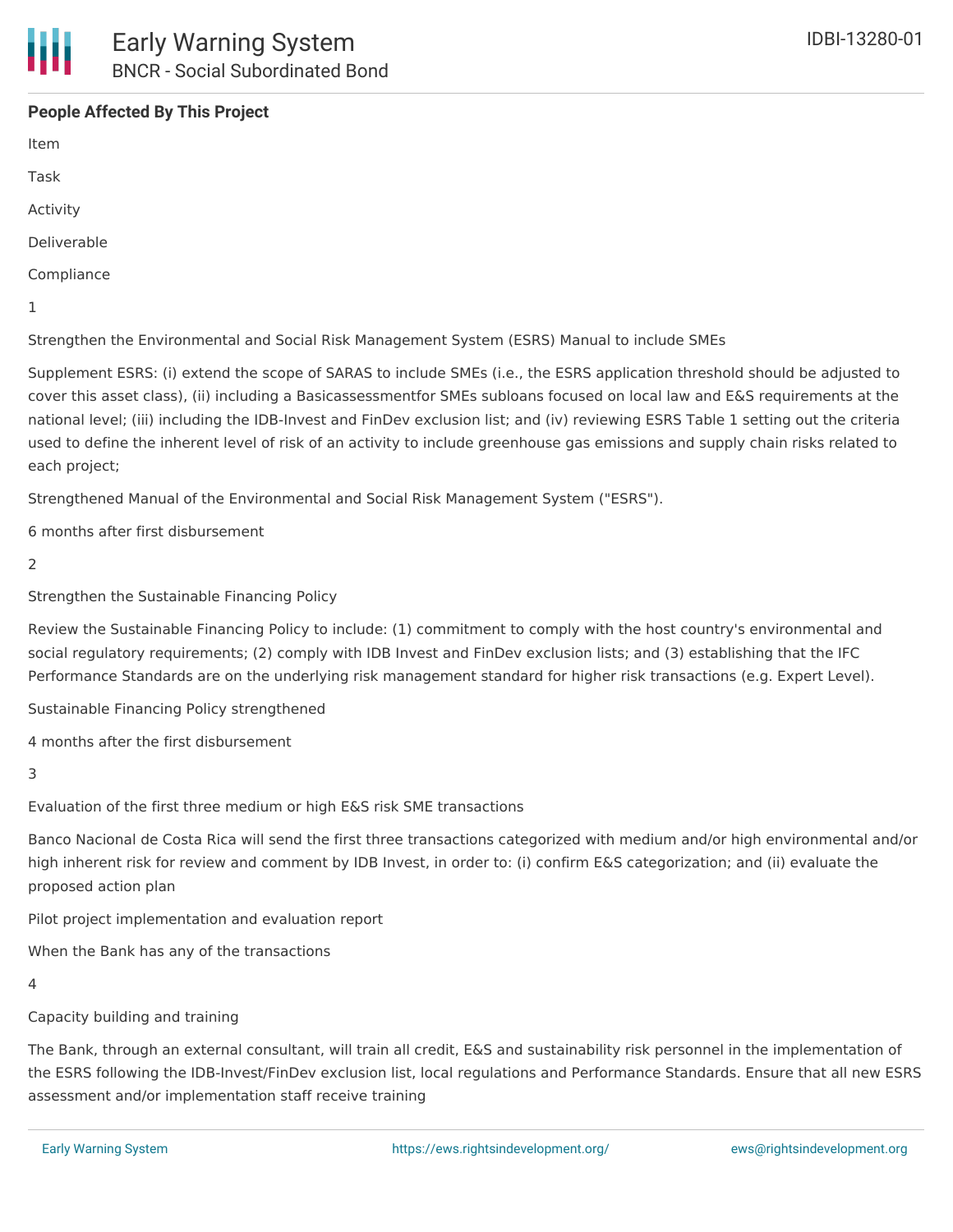**People Affected By This Project**

Item

Task

Activity

Deliverable

Compliance

1

Strengthen the Environmental and Social Risk Management System (ESRS) Manual to include SMEs

Supplement ESRS: (i) extend the scope of SARAS to include SMEs (i.e., the ESRS application threshold should be adjusted to cover this asset class), (ii) including a Basicassessmentfor SMEs subloans focused on local law and E&S requirements at the national level; (iii) including the IDB-Invest and FinDev exclusion list; and (iv) reviewing ESRS Table 1 setting out the criteria used to define the inherent level of risk of an activity to include greenhouse gas emissions and supply chain risks related to each project;

Strengthened Manual of the Environmental and Social Risk Management System ("ESRS").

6 months after first disbursement

2

Strengthen the Sustainable Financing Policy

Review the Sustainable Financing Policy to include: (1) commitment to comply with the host country's environmental and social regulatory requirements; (2) comply with IDB Invest and FinDev exclusion lists; and (3) establishing that the IFC Performance Standards are on the underlying risk management standard for higher risk transactions (e.g. Expert Level).

Sustainable Financing Policy strengthened

4 months after the first disbursement

3

Evaluation of the first three medium or high E&S risk SME transactions

Banco Nacional de Costa Rica will send the first three transactions categorized with medium and/or high environmental and/or high inherent risk for review and comment by IDB Invest, in order to: (i) confirm E&S categorization; and (ii) evaluate the proposed action plan

Pilot project implementation and evaluation report

When the Bank has any of the transactions

4

Capacity building and training

The Bank, through an external consultant, will train all credit, E&S and sustainability risk personnel in the implementation of the ESRS following the IDB-Invest/FinDev exclusion list, local regulations and Performance Standards. Ensure that all new ESRS assessment and/or implementation staff receive training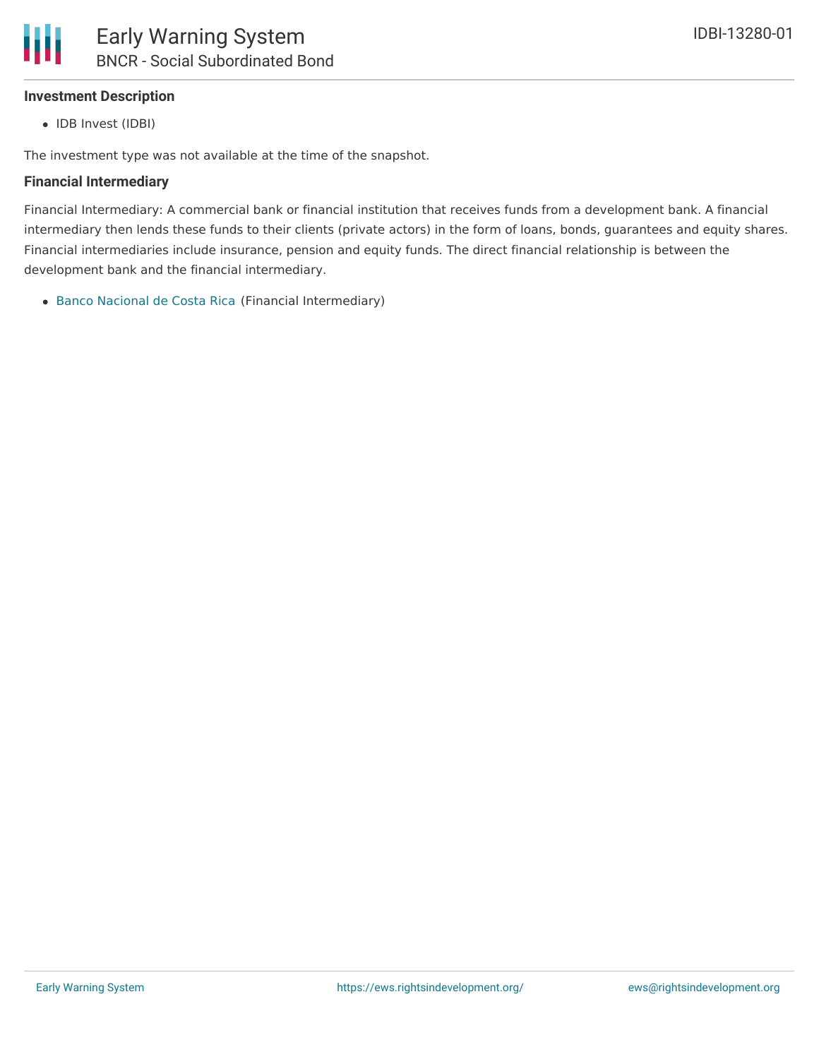### Investment Description

- IDB Invest (IDBI)

The investment type was not available at the time of the snapshot.

### Financial Intermediary

Financial Intermediary: A commercial bank or financial institution that receives funds from a development bank. A financial intermediary then lends these funds to their clients (private actors) in the form of loans, bonds, guarantees and equity shares. Financial intermediaries include insurance, pension and equity funds. The direct financial relationship is between the development bank and the financial intermediary.

- Banco Nacional de Costa Rica (Financial Intermediary)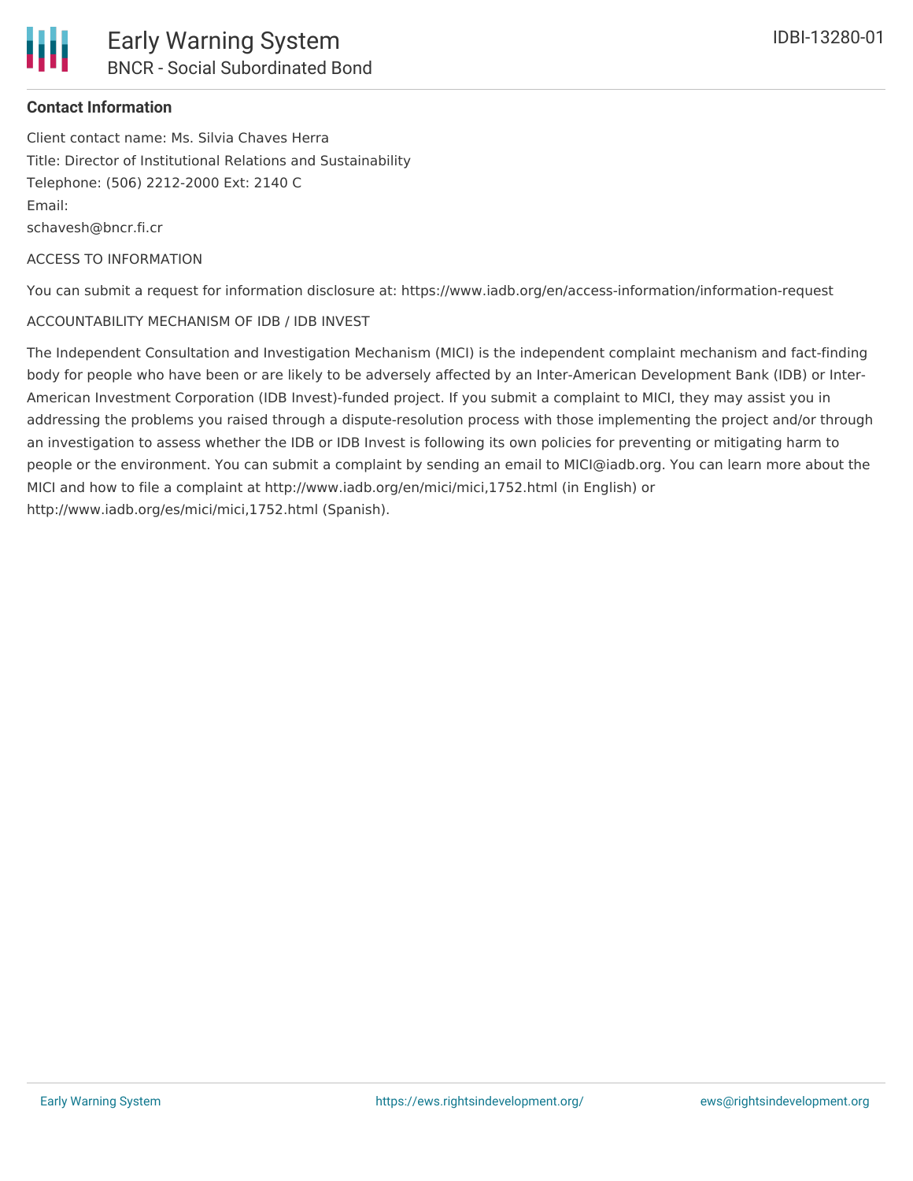**Contact Information**

Client contact name: Ms. Silvia Chaves Herra
Title: Director of Institutional Relations and Sustainability
Telephone: (506) 2212-2000 Ext: 2140 C
Email:
schavesh@bncr.fi.cr

ACCESS TO INFORMATION

You can submit a request for information disclosure at: https://www.iadb.org/en/access-information/information-request

ACCOUNTABILITY MECHANISM OF IDB / IDB INVEST

The Independent Consultation and Investigation Mechanism (MICI) is the independent complaint mechanism and fact-finding body for people who have been or are likely to be adversely affected by an Inter-American Development Bank (IDB) or Inter-American Investment Corporation (IDB Invest)-funded project. If you submit a complaint to MICI, they may assist you in addressing the problems you raised through a dispute-resolution process with those implementing the project and/or through an investigation to assess whether the IDB or IDB Invest is following its own policies for preventing or mitigating harm to people or the environment. You can submit a complaint by sending an email to MICI@iadb.org. You can learn more about the MICI and how to file a complaint at http://www.iadb.org/en/mici/mici,1752.html (in English) or http://www.iadb.org/es/mici/mici,1752.html (Spanish).